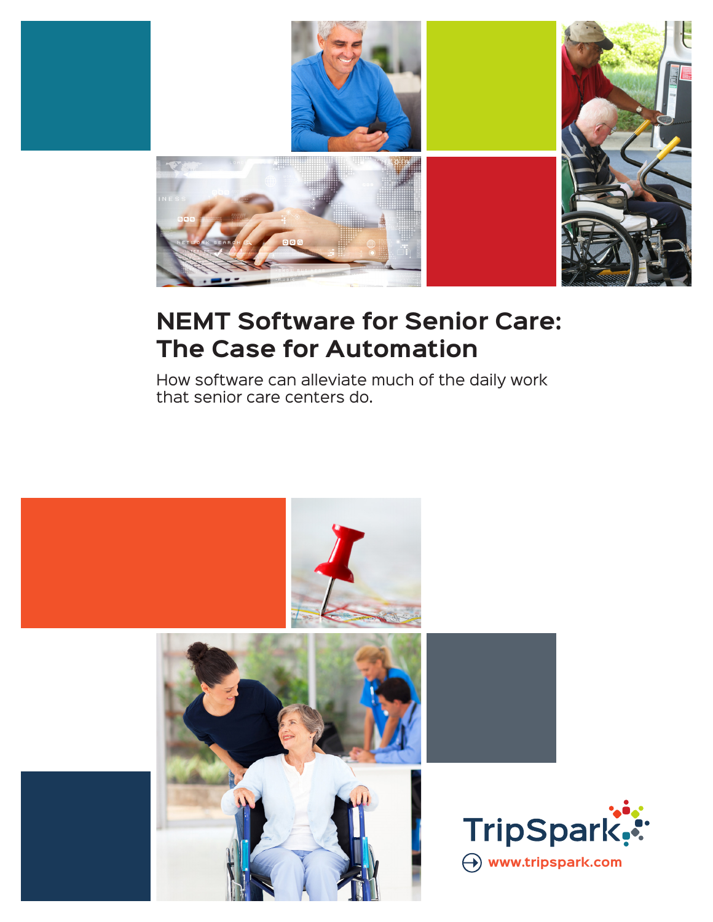# NEMT Software for Senior Care: The Case for Automation

How software can alleviate much of the daily work that senior care centers do.

TripSpark

www.tripspark.com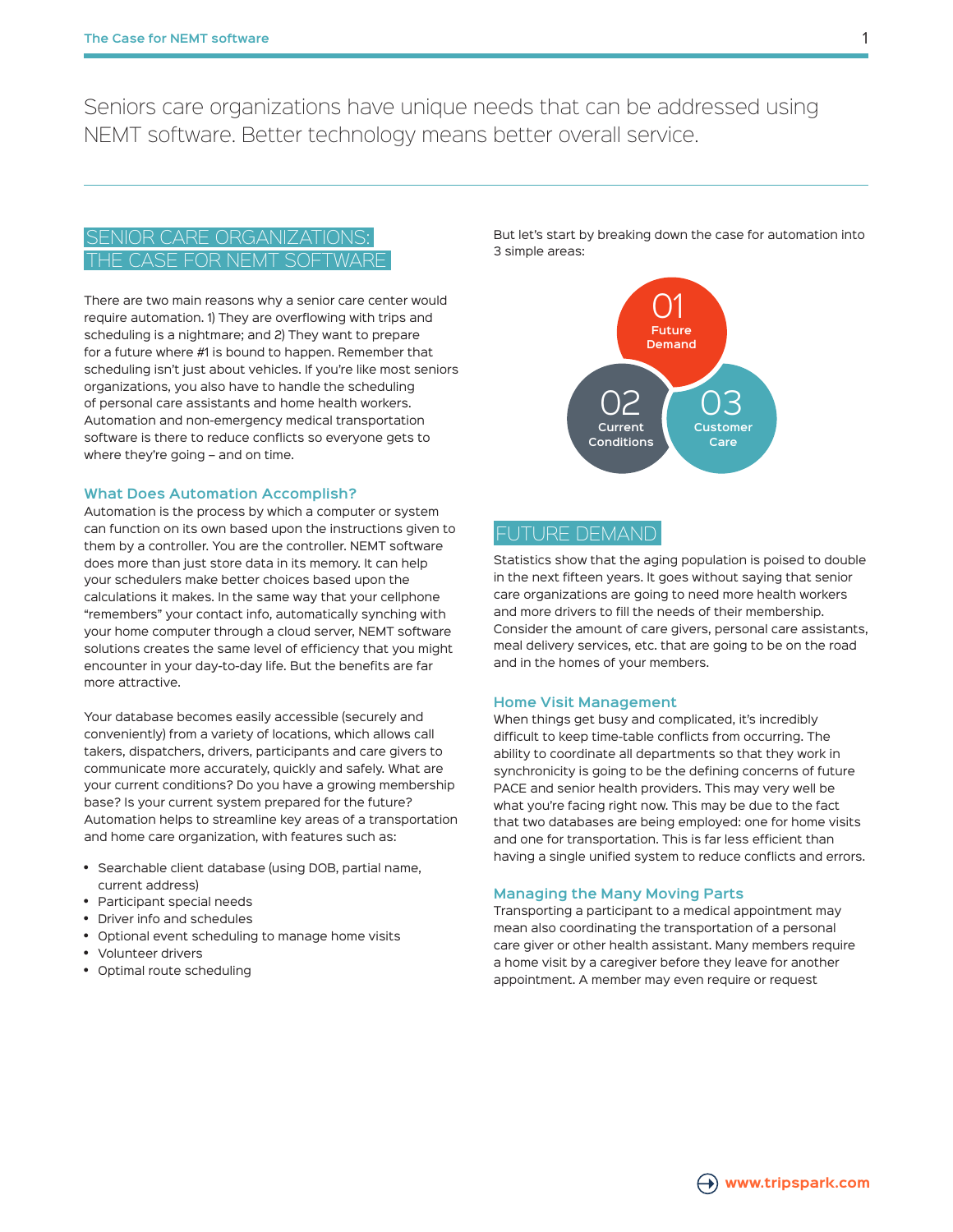Seniors care organizations have unique needs that can be addressed using NEMT software. Better technology means better overall service.

## SENIOR CARE ORGANIZATIONS: THE CASE FOR NEMT SOFTWARE

There are two main reasons why a senior care center would require automation. 1) They are overflowing with trips and scheduling is a nightmare; and 2) They want to prepare for a future where #1 is bound to happen. Remember that scheduling isn't just about vehicles. If you're like most seniors organizations, you also have to handle the scheduling of personal care assistants and home health workers. Automation and non-emergency medical transportation software is there to reduce conflicts so everyone gets to where they're going – and on time.

### What Does Automation Accomplish?

Automation is the process by which a computer or system can function on its own based upon the instructions given to them by a controller. You are the controller. NEMT software does more than just store data in its memory. It can help your schedulers make better choices based upon the calculations it makes. In the same way that your cellphone "remembers" your contact info, automatically synching with your home computer through a cloud server, NEMT software solutions creates the same level of efficiency that you might encounter in your day-to-day life. But the benefits are far more attractive.

Your database becomes easily accessible (securely and conveniently) from a variety of locations, which allows call takers, dispatchers, drivers, participants and care givers to communicate more accurately, quickly and safely. What are your current conditions? Do you have a growing membership base? Is your current system prepared for the future? Automation helps to streamline key areas of a transportation and home care organization, with features such as:

- Searchable client database (using DOB, partial name, current address)
- Participant special needs
- Driver info and schedules
- Optional event scheduling to manage home visits
- Volunteer drivers
- Optimal route scheduling

But let's start by breaking down the case for automation into 3 simple areas:

01 Future Demand

02 Current Conditions

03 Customer Care

## FUTURE DEMAND

Statistics show that the aging population is poised to double in the next fifteen years. It goes without saying that senior care organizations are going to need more health workers and more drivers to fill the needs of their membership. Consider the amount of care givers, personal care assistants, meal delivery services, etc. that are going to be on the road and in the homes of your members.

### Home Visit Management

When things get busy and complicated, it's incredibly difficult to keep time-table conflicts from occurring. The ability to coordinate all departments so that they work in synchronicity is going to be the defining concerns of future PACE and senior health providers. This may very well be what you're facing right now. This may be due to the fact that two databases are being employed: one for home visits and one for transportation. This is far less efficient than having a single unified system to reduce conflicts and errors.

### Managing the Many Moving Parts

Transporting a participant to a medical appointment may mean also coordinating the transportation of a personal care giver or other health assistant. Many members require a home visit by a caregiver before they leave for another appointment. A member may even require or request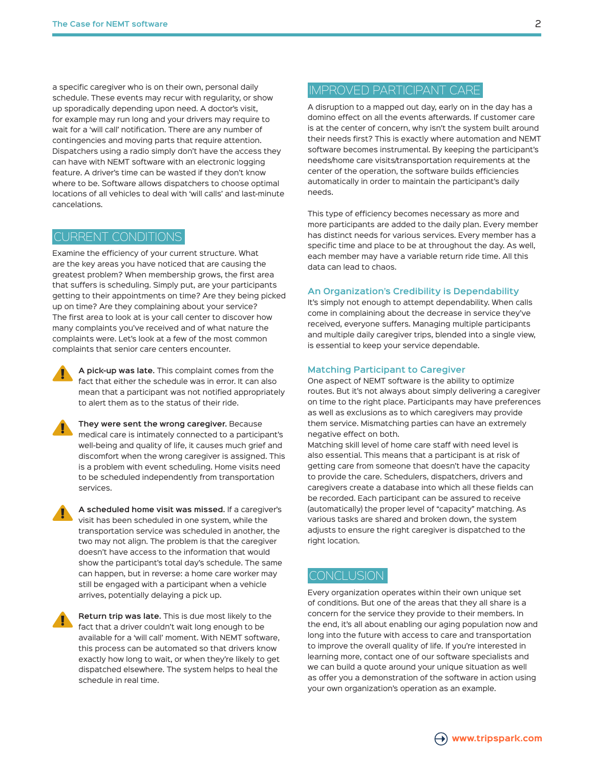a specific caregiver who is on their own, personal daily schedule. These events may recur with regularity, or show up sporadically depending upon need. A doctor's visit, for example may run long and your drivers may require to wait for a 'will call' notification. There are any number of contingencies and moving parts that require attention. Dispatchers using a radio simply don't have the access they can have with NEMT software with an electronic logging feature. A driver's time can be wasted if they don't know where to be. Software allows dispatchers to choose optimal locations of all vehicles to deal with 'will calls' and last-minute cancelations.

## CURRENT CONDITIONS

Examine the efficiency of your current structure. What are the key areas you have noticed that are causing the greatest problem? When membership grows, the first area that suffers is scheduling. Simply put, are your participants getting to their appointments on time? Are they being picked up on time? Are they complaining about your service? The first area to look at is your call center to discover how many complaints you've received and of what nature the complaints were. Let's look at a few of the most common complaints that senior care centers encounter.

**A pick-up was late.** This complaint comes from the fact that either the schedule was in error. It can also mean that a participant was not notified appropriately to alert them as to the status of their ride.

**They were sent the wrong caregiver.** Because medical care is intimately connected to a participant's well-being and quality of life, it causes much grief and discomfort when the wrong caregiver is assigned. This is a problem with event scheduling. Home visits need to be scheduled independently from transportation services.

**A scheduled home visit was missed.** If a caregiver's visit has been scheduled in one system, while the transportation service was scheduled in another, the two may not align. The problem is that the caregiver doesn't have access to the information that would show the participant's total day's schedule. The same can happen, but in reverse: a home care worker may still be engaged with a participant when a vehicle arrives, potentially delaying a pick up.

**Return trip was late.** This is due most likely to the fact that a driver couldn't wait long enough to be available for a 'will call' moment. With NEMT software, this process can be automated so that drivers know exactly how long to wait, or when they're likely to get dispatched elsewhere. The system helps to heal the schedule in real time.

## IMPROVED PARTICIPANT CARE

A disruption to a mapped out day, early on in the day has a domino effect on all the events afterwards. If customer care is at the center of concern, why isn't the system built around their needs first? This is exactly where automation and NEMT software becomes instrumental. By keeping the participant's needs/home care visits/transportation requirements at the center of the operation, the software builds efficiencies automatically in order to maintain the participant's daily needs.

This type of efficiency becomes necessary as more and more participants are added to the daily plan. Every member has distinct needs for various services. Every member has a specific time and place to be at throughout the day. As well, each member may have a variable return ride time. All this data can lead to chaos.

### An Organization's Credibility is Dependability

It's simply not enough to attempt dependability. When calls come in complaining about the decrease in service they've received, everyone suffers. Managing multiple participants and multiple daily caregiver trips, blended into a single view, is essential to keep your service dependable.

### Matching Participant to Caregiver

One aspect of NEMT software is the ability to optimize routes. But it's not always about simply delivering a caregiver on time to the right place. Participants may have preferences as well as exclusions as to which caregivers may provide them service. Mismatching parties can have an extremely negative effect on both.

Matching skill level of home care staff with need level is also essential. This means that a participant is at risk of getting care from someone that doesn't have the capacity to provide the care. Schedulers, dispatchers, drivers and caregivers create a database into which all these fields can be recorded. Each participant can be assured to receive (automatically) the proper level of "capacity" matching. As various tasks are shared and broken down, the system adjusts to ensure the right caregiver is dispatched to the right location.

## CONCLUSION

Every organization operates within their own unique set of conditions. But one of the areas that they all share is a concern for the service they provide to their members. In the end, it's all about enabling our aging population now and long into the future with access to care and transportation to improve the overall quality of life. If you're interested in learning more, contact one of our software specialists and we can build a quote around your unique situation as well as offer you a demonstration of the software in action using your own organization's operation as an example.

www.tripspark.com